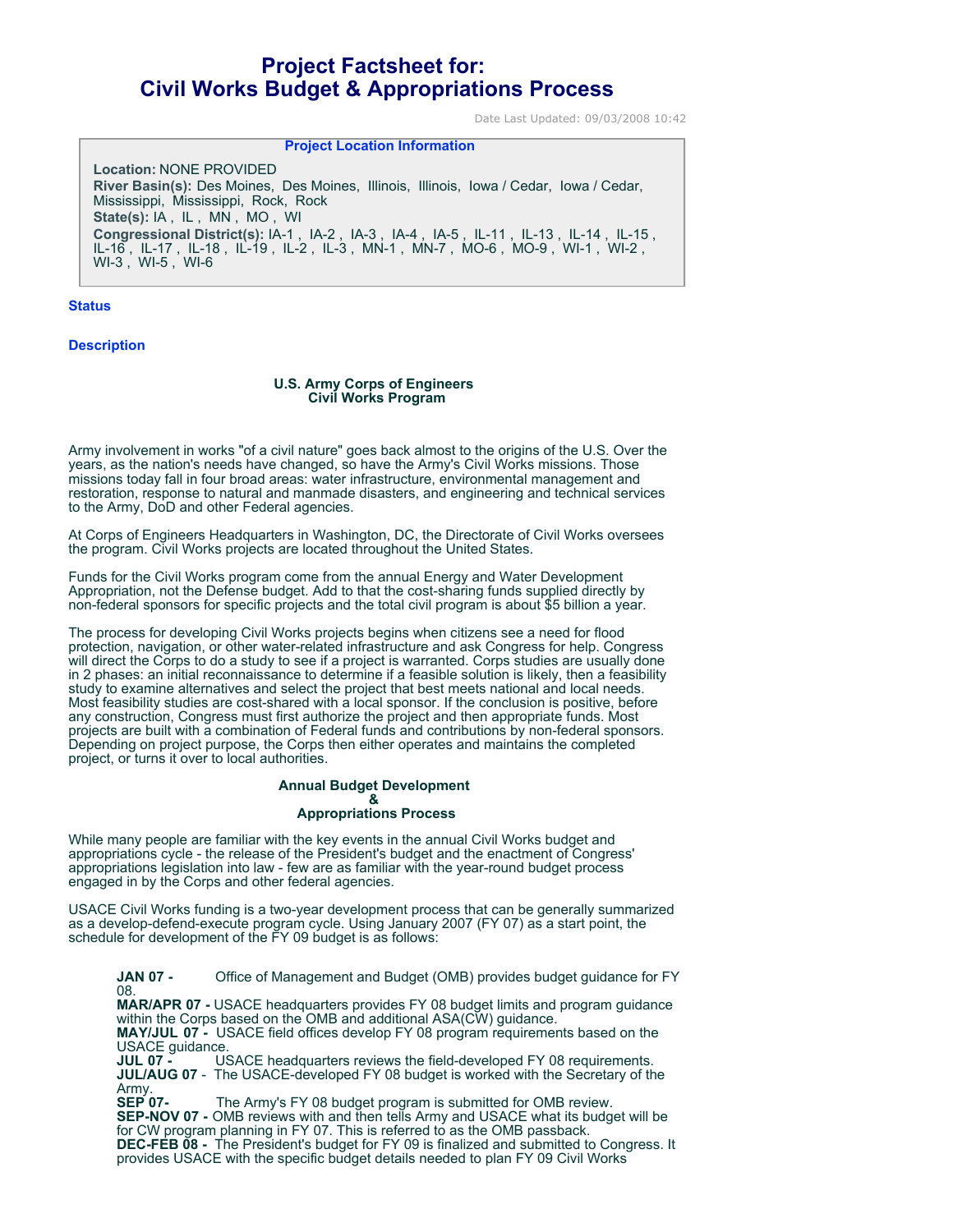# Project Factsheet for:
# Civil Works Budget & Appropriations Process

Date Last Updated: 09/03/2008 10:42

**Project Location Information**

**Location:** NONE PROVIDED
**River Basin(s):** Des Moines, Des Moines, Illinois, Illinois, Iowa / Cedar, Iowa / Cedar, Mississippi, Mississippi, Rock, Rock
**State(s):** IA , IL , MN , MO , WI
**Congressional District(s):** IA-1 , IA-2 , IA-3 , IA-4 , IA-5 , IL-11 , IL-13 , IL-14 , IL-15 , IL-16 , IL-17 , IL-18 , IL-19 , IL-2 , IL-3 , MN-1 , MN-7 , MO-6 , MO-9 , WI-1 , WI-2 , WI-3 , WI-5 , WI-6

## Status

## Description

**U.S. Army Corps of Engineers**
**Civil Works Program**

Army involvement in works "of a civil nature" goes back almost to the origins of the U.S. Over the years, as the nation's needs have changed, so have the Army's Civil Works missions. Those missions today fall in four broad areas: water infrastructure, environmental management and restoration, response to natural and manmade disasters, and engineering and technical services to the Army, DoD and other Federal agencies.

At Corps of Engineers Headquarters in Washington, DC, the Directorate of Civil Works oversees the program. Civil Works projects are located throughout the United States.

Funds for the Civil Works program come from the annual Energy and Water Development Appropriation, not the Defense budget. Add to that the cost-sharing funds supplied directly by non-federal sponsors for specific projects and the total civil program is about $5 billion a year.

The process for developing Civil Works projects begins when citizens see a need for flood protection, navigation, or other water-related infrastructure and ask Congress for help. Congress will direct the Corps to do a study to see if a project is warranted. Corps studies are usually done in 2 phases: an initial reconnaissance to determine if a feasible solution is likely, then a feasibility study to examine alternatives and select the project that best meets national and local needs. Most feasibility studies are cost-shared with a local sponsor. If the conclusion is positive, before any construction, Congress must first authorize the project and then appropriate funds. Most projects are built with a combination of Federal funds and contributions by non-federal sponsors. Depending on project purpose, the Corps then either operates and maintains the completed project, or turns it over to local authorities.

**Annual Budget Development**
**&**
**Appropriations Process**

While many people are familiar with the key events in the annual Civil Works budget and appropriations cycle - the release of the President's budget and the enactment of Congress' appropriations legislation into law - few are as familiar with the year-round budget process engaged in by the Corps and other federal agencies.

USACE Civil Works funding is a two-year development process that can be generally summarized as a develop-defend-execute program cycle. Using January 2007 (FY 07) as a start point, the schedule for development of the FY 09 budget is as follows:

**JAN 07 -** Office of Management and Budget (OMB) provides budget guidance for FY 08.
**MAR/APR 07 -** USACE headquarters provides FY 08 budget limits and program guidance within the Corps based on the OMB and additional ASA(CW) guidance.
**MAY/JUL 07 -** USACE field offices develop FY 08 program requirements based on the USACE guidance.
**JUL 07 -** USACE headquarters reviews the field-developed FY 08 requirements.
**JUL/AUG 07 -** The USACE-developed FY 08 budget is worked with the Secretary of the Army.
**SEP 07-** The Army's FY 08 budget program is submitted for OMB review.
**SEP-NOV 07 -** OMB reviews with and then tells Army and USACE what its budget will be for CW program planning in FY 07. This is referred to as the OMB passback.
**DEC-FEB 08 -** The President's budget for FY 09 is finalized and submitted to Congress. It provides USACE with the specific budget details needed to plan FY 09 Civil Works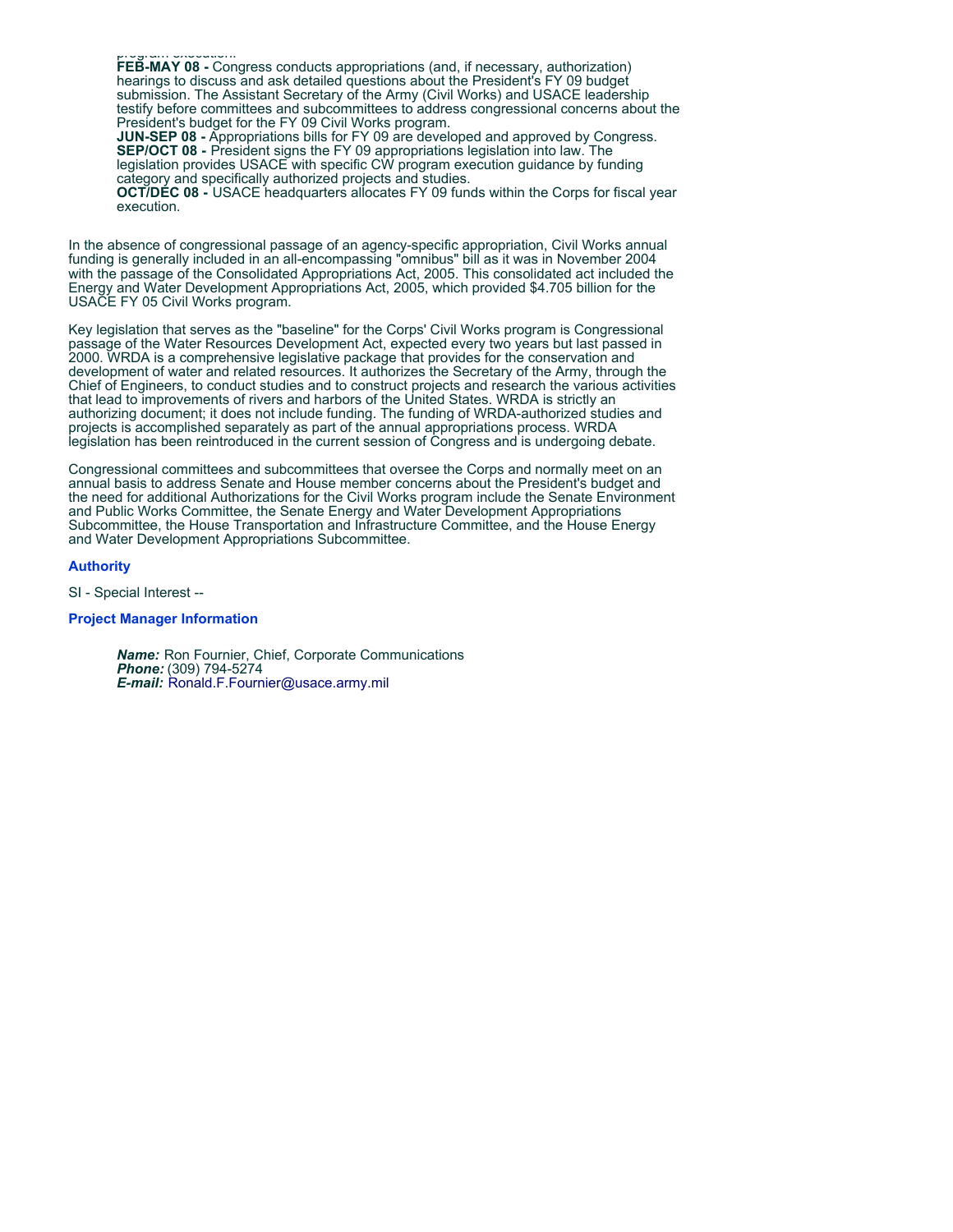program execution.

**FEB-MAY 08 -** Congress conducts appropriations (and, if necessary, authorization) hearings to discuss and ask detailed questions about the President's FY 09 budget submission. The Assistant Secretary of the Army (Civil Works) and USACE leadership testify before committees and subcommittees to address congressional concerns about the President's budget for the FY 09 Civil Works program.
**JUN-SEP 08 -** Appropriations bills for FY 09 are developed and approved by Congress.
**SEP/OCT 08 -** President signs the FY 09 appropriations legislation into law. The legislation provides USACE with specific CW program execution guidance by funding category and specifically authorized projects and studies.
**OCT/DEC 08 -** USACE headquarters allocates FY 09 funds within the Corps for fiscal year execution.

In the absence of congressional passage of an agency-specific appropriation, Civil Works annual funding is generally included in an all-encompassing "omnibus" bill as it was in November 2004 with the passage of the Consolidated Appropriations Act, 2005. This consolidated act included the Energy and Water Development Appropriations Act, 2005, which provided $4.705 billion for the USACE FY 05 Civil Works program.

Key legislation that serves as the "baseline" for the Corps' Civil Works program is Congressional passage of the Water Resources Development Act, expected every two years but last passed in 2000. WRDA is a comprehensive legislative package that provides for the conservation and development of water and related resources. It authorizes the Secretary of the Army, through the Chief of Engineers, to conduct studies and to construct projects and research the various activities that lead to improvements of rivers and harbors of the United States. WRDA is strictly an authorizing document; it does not include funding. The funding of WRDA-authorized studies and projects is accomplished separately as part of the annual appropriations process. WRDA legislation has been reintroduced in the current session of Congress and is undergoing debate.

Congressional committees and subcommittees that oversee the Corps and normally meet on an annual basis to address Senate and House member concerns about the President's budget and the need for additional Authorizations for the Civil Works program include the Senate Environment and Public Works Committee, the Senate Energy and Water Development Appropriations Subcommittee, the House Transportation and Infrastructure Committee, and the House Energy and Water Development Appropriations Subcommittee.

### Authority

SI - Special Interest --

### Project Manager Information

***Name:*** Ron Fournier, Chief, Corporate Communications
***Phone:*** (309) 794-5274
***E-mail:*** Ronald.F.Fournier@usace.army.mil